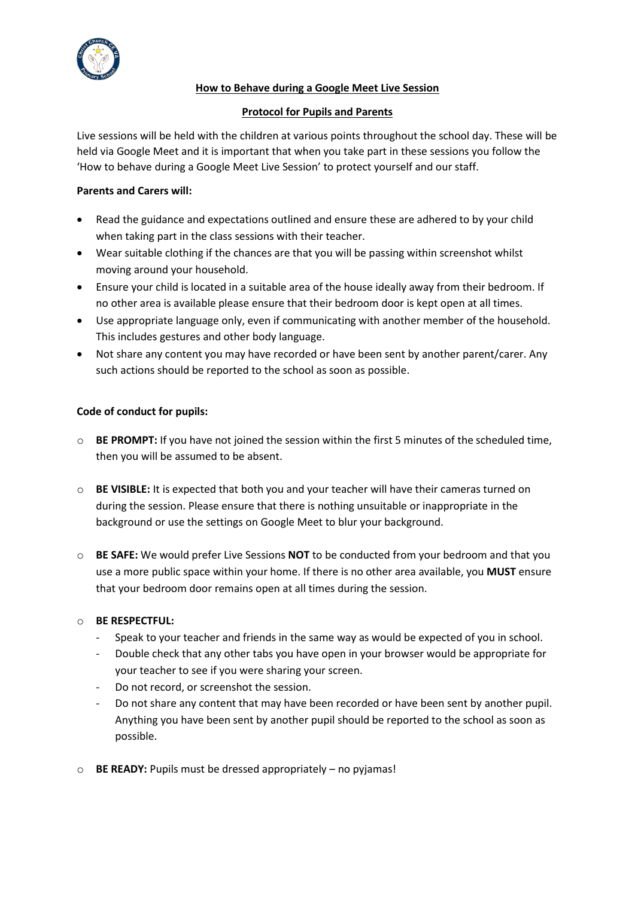# How to Behave during a Google Meet Live Session

## Protocol for Pupils and Parents

Live sessions will be held with the children at various points throughout the school day. These will be held via Google Meet and it is important that when you take part in these sessions you follow the 'How to behave during a Google Meet Live Session' to protect yourself and our staff.

**Parents and Carers will:**

- Read the guidance and expectations outlined and ensure these are adhered to by your child when taking part in the class sessions with their teacher.
- Wear suitable clothing if the chances are that you will be passing within screenshot whilst moving around your household.
- Ensure your child is located in a suitable area of the house ideally away from their bedroom. If no other area is available please ensure that their bedroom door is kept open at all times.
- Use appropriate language only, even if communicating with another member of the household. This includes gestures and other body language.
- Not share any content you may have recorded or have been sent by another parent/carer. Any such actions should be reported to the school as soon as possible.

**Code of conduct for pupils:**

- **BE PROMPT:** If you have not joined the session within the first 5 minutes of the scheduled time, then you will be assumed to be absent.

- **BE VISIBLE:** It is expected that both you and your teacher will have their cameras turned on during the session. Please ensure that there is nothing unsuitable or inappropriate in the background or use the settings on Google Meet to blur your background.

- **BE SAFE:** We would prefer Live Sessions **NOT** to be conducted from your bedroom and that you use a more public space within your home. If there is no other area available, you **MUST** ensure that your bedroom door remains open at all times during the session.

- **BE RESPECTFUL:**
  - Speak to your teacher and friends in the same way as would be expected of you in school.
  - Double check that any other tabs you have open in your browser would be appropriate for your teacher to see if you were sharing your screen.
  - Do not record, or screenshot the session.
  - Do not share any content that may have been recorded or have been sent by another pupil. Anything you have been sent by another pupil should be reported to the school as soon as possible.

- **BE READY:** Pupils must be dressed appropriately – no pyjamas!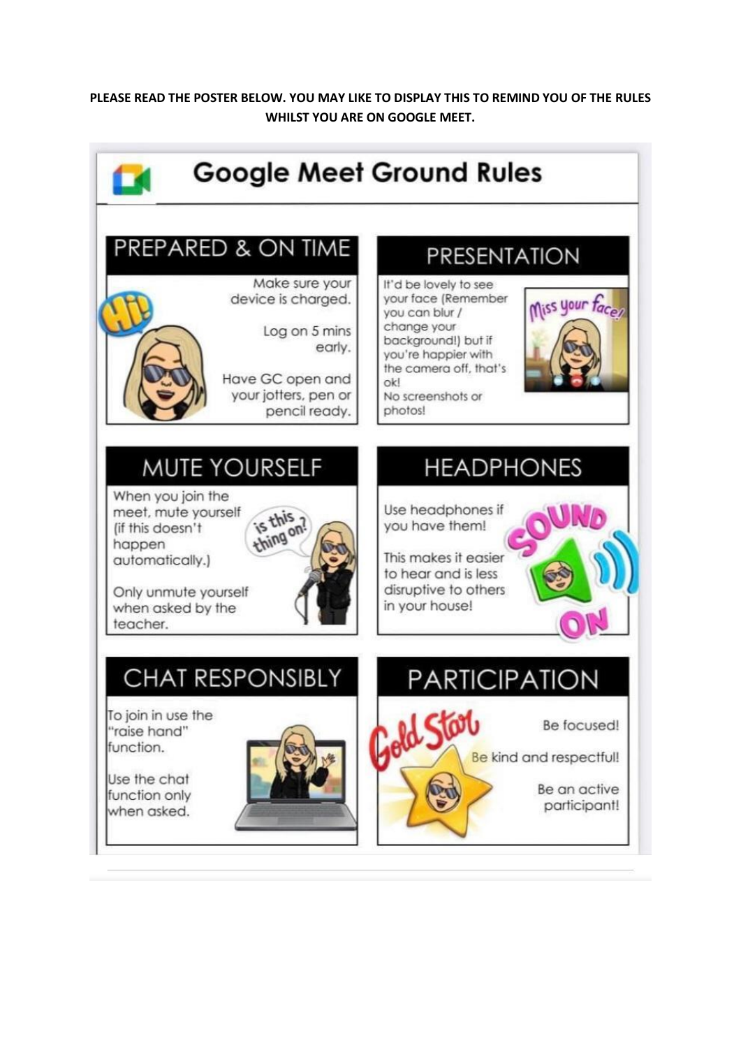**PLEASE READ THE POSTER BELOW. YOU MAY LIKE TO DISPLAY THIS TO REMIND YOU OF THE RULES WHILST YOU ARE ON GOOGLE MEET.**

# Google Meet Ground Rules

## PREPARED & ON TIME

Make sure your device is charged.

Log on 5 mins early.

Have GC open and your jotters, pen or pencil ready.

## PRESENTATION

It'd be lovely to see your face (Remember you can blur / change your background!) but if you're happier with the camera off, that's ok!

No screenshots or photos!

## MUTE YOURSELF

When you join the meet, mute yourself (if this doesn't happen automatically.)

Only unmute yourself when asked by the teacher.

## HEADPHONES

Use headphones if you have them!

This makes it easier to hear and is less disruptive to others in your house!

## CHAT RESPONSIBLY

To join in use the "raise hand" function.

Use the chat function only when asked.

## PARTICIPATION

Be focused!

Be kind and respectful!

Be an active participant!